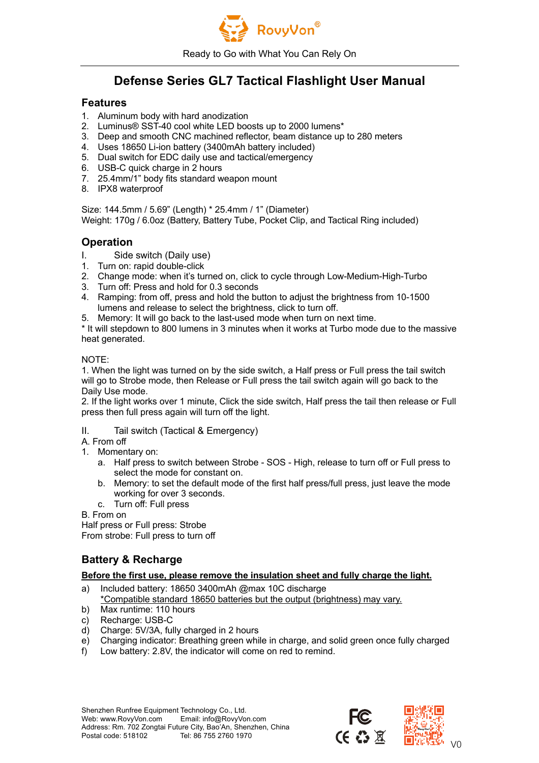RovyVon®

Ready to Go with What You Can Rely On

# Defense Series GL7 Tactical Flashlight User Manual

## Features

1. Aluminum body with hard anodization
2. Luminus® SST-40 cool white LED boosts up to 2000 lumens*
3. Deep and smooth CNC machined reflector, beam distance up to 280 meters
4. Uses 18650 Li-ion battery (3400mAh battery included)
5. Dual switch for EDC daily use and tactical/emergency
6. USB-C quick charge in 2 hours
7. 25.4mm/1" body fits standard weapon mount
8. IPX8 waterproof

Size: 144.5mm / 5.69" (Length) * 25.4mm / 1" (Diameter)
Weight: 170g / 6.0oz (Battery, Battery Tube, Pocket Clip, and Tactical Ring included)

## Operation

I. Side switch (Daily use)

1. Turn on: rapid double-click
2. Change mode: when it's turned on, click to cycle through Low-Medium-High-Turbo
3. Turn off: Press and hold for 0.3 seconds
4. Ramping: from off, press and hold the button to adjust the brightness from 10-1500 lumens and release to select the brightness, click to turn off.
5. Memory: It will go back to the last-used mode when turn on next time.

* It will stepdown to 800 lumens in 3 minutes when it works at Turbo mode due to the massive heat generated.

NOTE:
1. When the light was turned on by the side switch, a Half press or Full press the tail switch will go to Strobe mode, then Release or Full press the tail switch again will go back to the Daily Use mode.
2. If the light works over 1 minute, Click the side switch, Half press the tail then release or Full press then full press again will turn off the light.

II. Tail switch (Tactical & Emergency)

A. From off

1. Momentary on:
   a. Half press to switch between Strobe - SOS - High, release to turn off or Full press to select the mode for constant on.
   b. Memory: to set the default mode of the first half press/full press, just leave the mode working for over 3 seconds.
   c. Turn off: Full press

B. From on

Half press or Full press: Strobe
From strobe: Full press to turn off

## Battery & Recharge

<u>**Before the first use, please remove the insulation sheet and fully charge the light.**</u>

a) Included battery: 18650 3400mAh @max 10C discharge
   <u>*Compatible standard 18650 batteries but the output (brightness) may vary.</u>
b) Max runtime: 110 hours
c) Recharge: USB-C
d) Charge: 5V/3A, fully charged in 2 hours
e) Charging indicator: Breathing green while in charge, and solid green once fully charged
f) Low battery: 2.8V, the indicator will come on red to remind.

Shenzhen Runfree Equipment Technology Co., Ltd.
Web: www.RovyVon.com Email: info@RovyVon.com
Address: Rm. 702 Zongtai Future City, Bao'An, Shenzhen, China
Postal code: 518102 Tel: 86 755 2760 1970

V0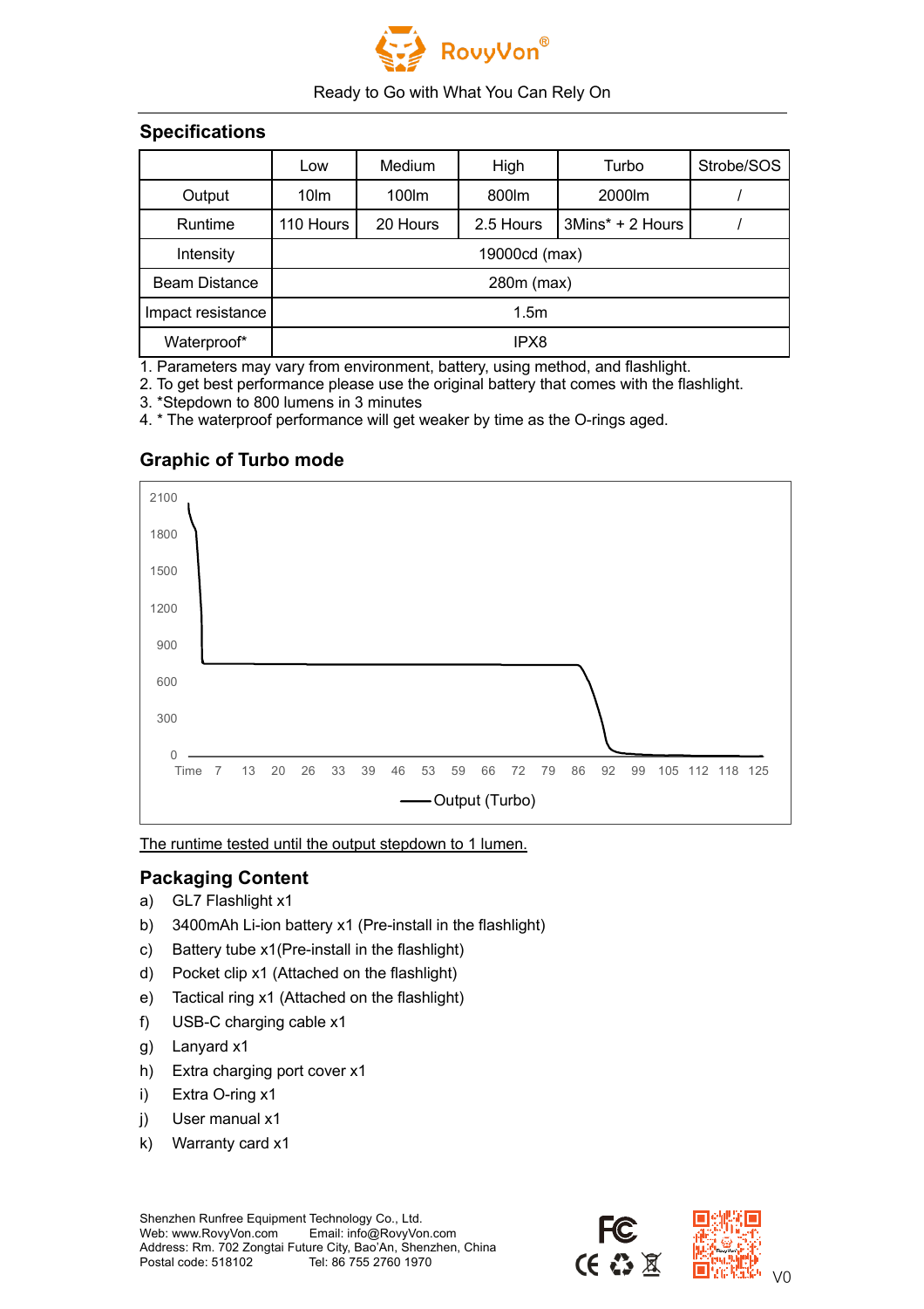RovyVon®

Ready to Go with What You Can Rely On

## Specifications

| | Low | Medium | High | Turbo | Strobe/SOS |
|---|---|---|---|---|---|
| Output | 10lm | 100lm | 800lm | 2000lm | / |
| Runtime | 110 Hours | 20 Hours | 2.5 Hours | 3Mins* + 2 Hours | / |
| Intensity | 19000cd (max) | | | | |
| Beam Distance | 280m (max) | | | | |
| Impact resistance | 1.5m | | | | |
| Waterproof* | IPX8 | | | | |

1. Parameters may vary from environment, battery, using method, and flashlight.
2. To get best performance please use the original battery that comes with the flashlight.
3. *Stepdown to 800 lumens in 3 minutes
4. * The waterproof performance will get weaker by time as the O-rings aged.

## Graphic of Turbo mode

2100
1800
1500
1200
900
600
300
0
Time 7 13 20 26 33 39 46 53 59 66 72 79 86 92 99 105 112 118 125

Output (Turbo)

The runtime tested until the output stepdown to 1 lumen.

## Packaging Content

a) GL7 Flashlight x1
b) 3400mAh Li-ion battery x1 (Pre-install in the flashlight)
c) Battery tube x1(Pre-install in the flashlight)
d) Pocket clip x1 (Attached on the flashlight)
e) Tactical ring x1 (Attached on the flashlight)
f) USB-C charging cable x1
g) Lanyard x1
h) Extra charging port cover x1
i) Extra O-ring x1
j) User manual x1
k) Warranty card x1

Shenzhen Runfree Equipment Technology Co., Ltd.
Web: www.RovyVon.com Email: info@RovyVon.com
Address: Rm. 702 Zongtai Future City, Bao'An, Shenzhen, China
Postal code: 518102 Tel: 86 755 2760 1970

V0